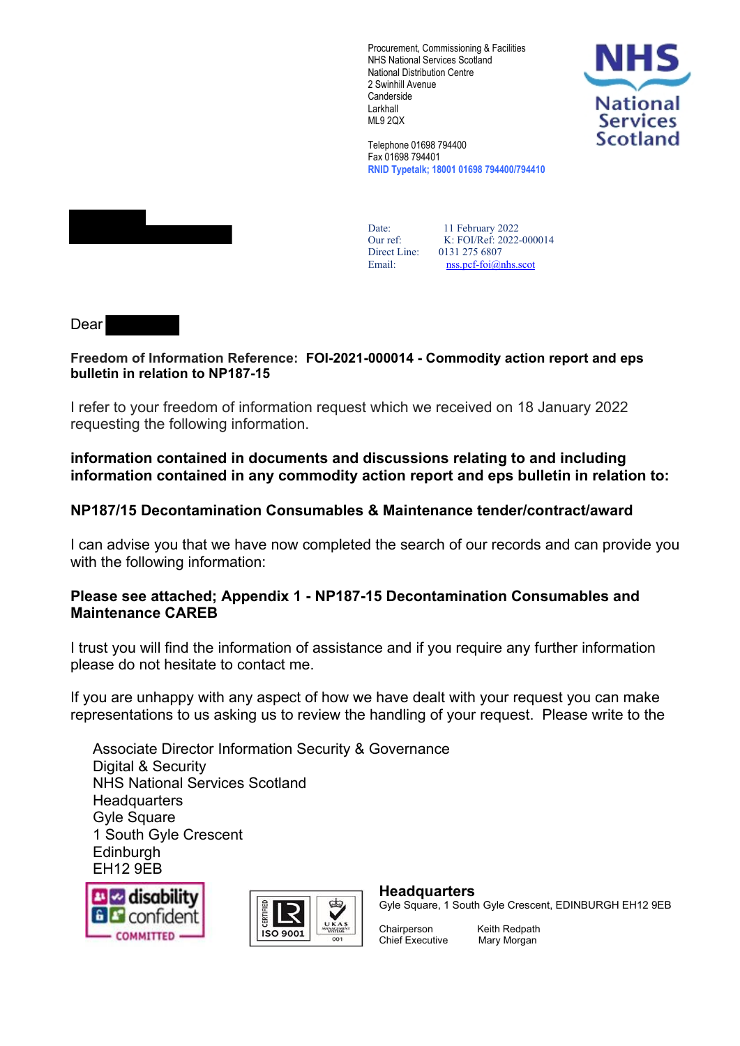Procurement, Commissioning & Facilities
NHS National Services Scotland
National Distribution Centre
2 Swinhill Avenue
Canderside
Larkhall
ML9 2QX

Telephone 01698 794400
Fax 01698 794401
RNID Typetalk; 18001 01698 794400/794410

Date: 11 February 2022
Our ref: K: FOI/Ref: 2022-000014
Direct Line: 0131 275 6807
Email: nss.pcf-foi@nhs.scot

Dear

**Freedom of Information Reference: FOI-2021-000014 - Commodity action report and eps bulletin in relation to NP187-15**

I refer to your freedom of information request which we received on 18 January 2022 requesting the following information.

**information contained in documents and discussions relating to and including information contained in any commodity action report and eps bulletin in relation to:**

**NP187/15 Decontamination Consumables & Maintenance tender/contract/award**

I can advise you that we have now completed the search of our records and can provide you with the following information:

**Please see attached; Appendix 1 - NP187-15 Decontamination Consumables and Maintenance CAREB**

I trust you will find the information of assistance and if you require any further information please do not hesitate to contact me.

If you are unhappy with any aspect of how we have dealt with your request you can make representations to us asking us to review the handling of your request. Please write to the

Associate Director Information Security & Governance
Digital & Security
NHS National Services Scotland
Headquarters
Gyle Square
1 South Gyle Crescent
Edinburgh
EH12 9EB

**Headquarters**
Gyle Square, 1 South Gyle Crescent, EDINBURGH EH12 9EB

Chairperson Keith Redpath
Chief Executive Mary Morgan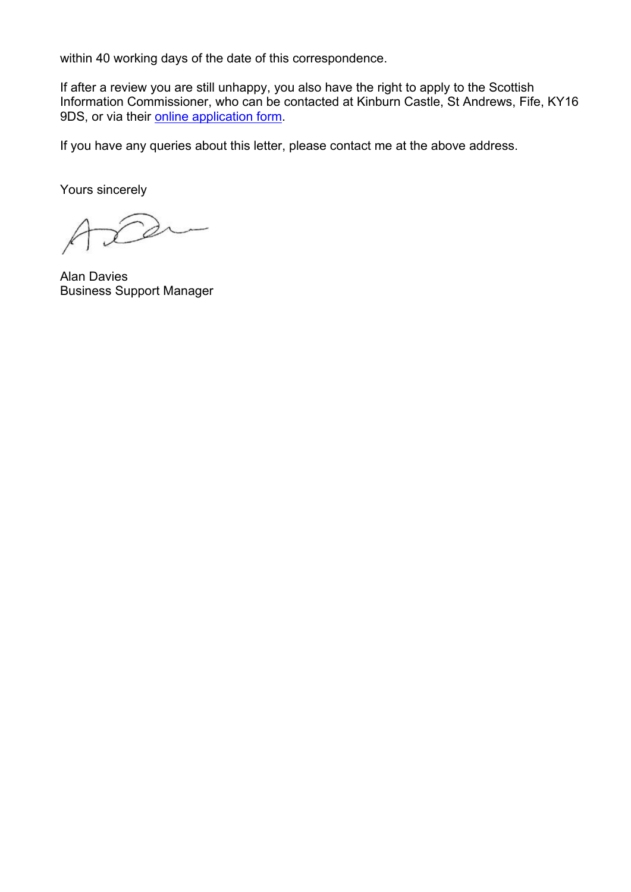within 40 working days of the date of this correspondence.

If after a review you are still unhappy, you also have the right to apply to the Scottish Information Commissioner, who can be contacted at Kinburn Castle, St Andrews, Fife, KY16 9DS, or via their online application form.

If you have any queries about this letter, please contact me at the above address.

Yours sincerely

Alan Davies
Business Support Manager